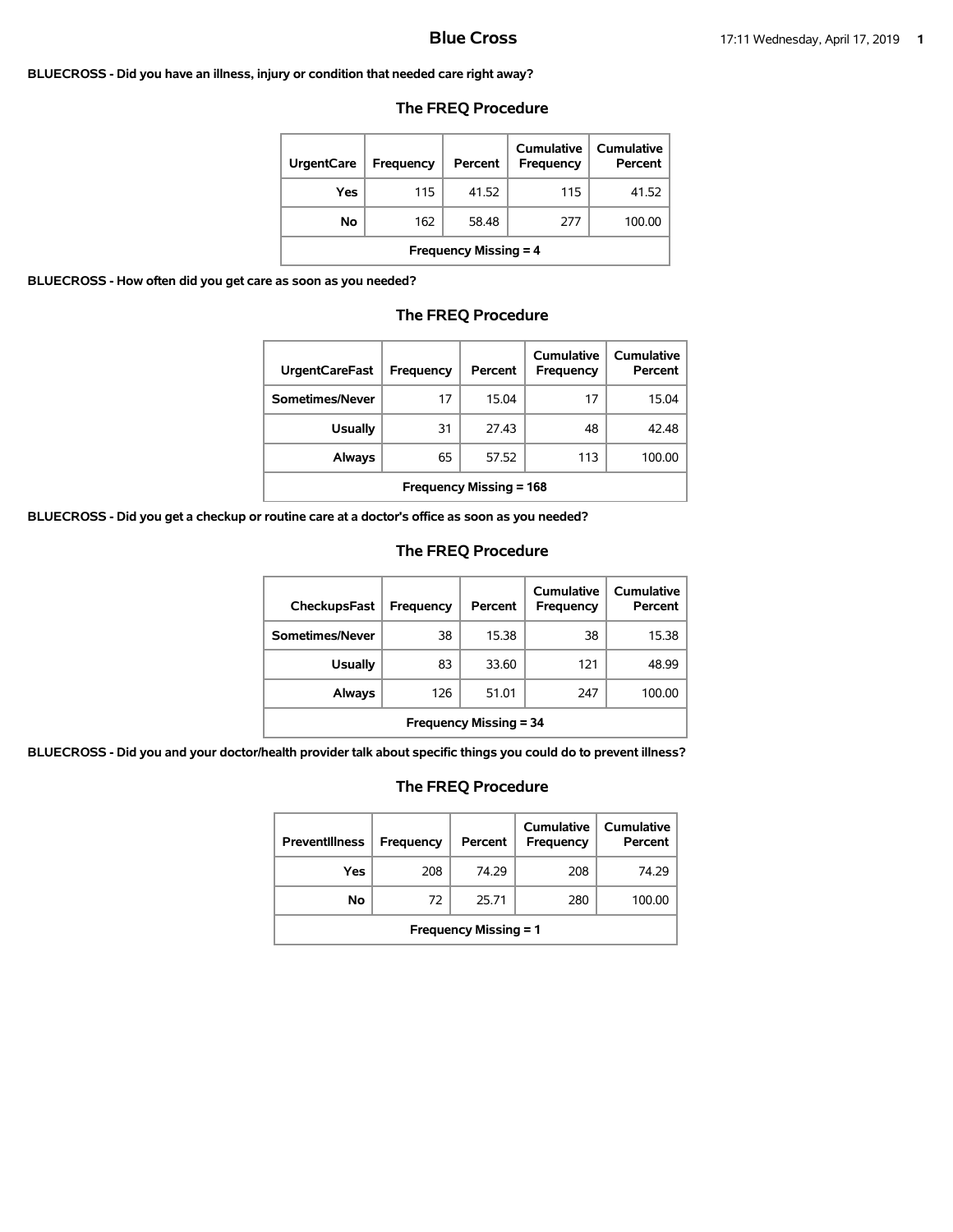# Blue Cross

**BLUECROSS - Did you have an illness, injury or condition that needed care right away?**

## The FREQ Procedure

| UrgentCare | Frequency | Percent | Cumulative Frequency | Cumulative Percent |
|---|---|---|---|---|
| Yes | 115 | 41.52 | 115 | 41.52 |
| No | 162 | 58.48 | 277 | 100.00 |
| Frequency Missing = 4 | | | | |

**BLUECROSS - How often did you get care as soon as you needed?**

## The FREQ Procedure

| UrgentCareFast | Frequency | Percent | Cumulative Frequency | Cumulative Percent |
|---|---|---|---|---|
| Sometimes/Never | 17 | 15.04 | 17 | 15.04 |
| Usually | 31 | 27.43 | 48 | 42.48 |
| Always | 65 | 57.52 | 113 | 100.00 |
| Frequency Missing = 168 | | | | |

**BLUECROSS - Did you get a checkup or routine care at a doctor's office as soon as you needed?**

## The FREQ Procedure

| CheckupsFast | Frequency | Percent | Cumulative Frequency | Cumulative Percent |
|---|---|---|---|---|
| Sometimes/Never | 38 | 15.38 | 38 | 15.38 |
| Usually | 83 | 33.60 | 121 | 48.99 |
| Always | 126 | 51.01 | 247 | 100.00 |
| Frequency Missing = 34 | | | | |

**BLUECROSS - Did you and your doctor/health provider talk about specific things you could do to prevent illness?**

## The FREQ Procedure

| PreventIllness | Frequency | Percent | Cumulative Frequency | Cumulative Percent |
|---|---|---|---|---|
| Yes | 208 | 74.29 | 208 | 74.29 |
| No | 72 | 25.71 | 280 | 100.00 |
| Frequency Missing = 1 | | | | |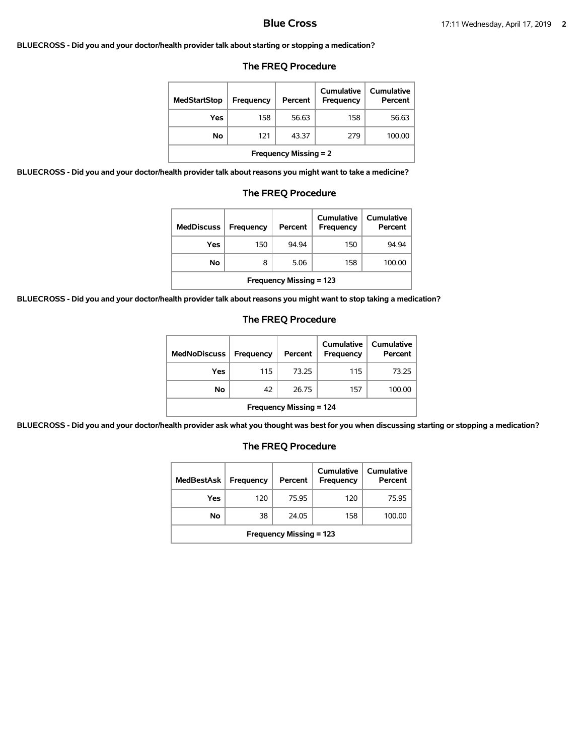**BLUECROSS - Did you and your doctor/health provider talk about starting or stopping a medication?**

## The FREQ Procedure

| MedStartStop | Frequency | Percent | Cumulative Frequency | Cumulative Percent |
|---|---|---|---|---|
| Yes | 158 | 56.63 | 158 | 56.63 |
| No | 121 | 43.37 | 279 | 100.00 |
| Frequency Missing = 2 | | | | |

**BLUECROSS - Did you and your doctor/health provider talk about reasons you might want to take a medicine?**

## The FREQ Procedure

| MedDiscuss | Frequency | Percent | Cumulative Frequency | Cumulative Percent |
|---|---|---|---|---|
| Yes | 150 | 94.94 | 150 | 94.94 |
| No | 8 | 5.06 | 158 | 100.00 |
| Frequency Missing = 123 | | | | |

**BLUECROSS - Did you and your doctor/health provider talk about reasons you might want to stop taking a medication?**

## The FREQ Procedure

| MedNoDiscuss | Frequency | Percent | Cumulative Frequency | Cumulative Percent |
|---|---|---|---|---|
| Yes | 115 | 73.25 | 115 | 73.25 |
| No | 42 | 26.75 | 157 | 100.00 |
| Frequency Missing = 124 | | | | |

**BLUECROSS - Did you and your doctor/health provider ask what you thought was best for you when discussing starting or stopping a medication?**

## The FREQ Procedure

| MedBestAsk | Frequency | Percent | Cumulative Frequency | Cumulative Percent |
|---|---|---|---|---|
| Yes | 120 | 75.95 | 120 | 75.95 |
| No | 38 | 24.05 | 158 | 100.00 |
| Frequency Missing = 123 | | | | |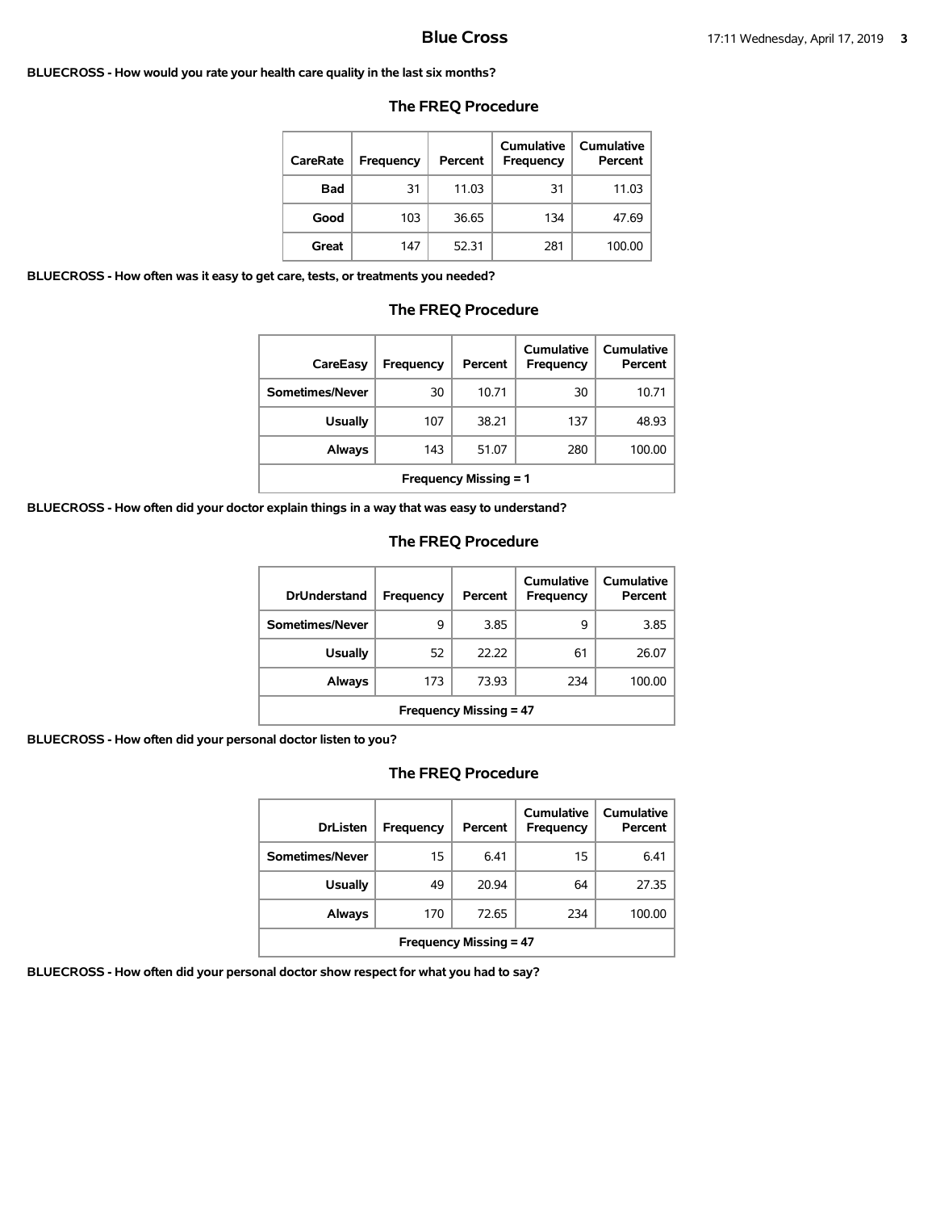**BLUECROSS - How would you rate your health care quality in the last six months?**

### The FREQ Procedure

| CareRate | Frequency | Percent | Cumulative Frequency | Cumulative Percent |
|---|---|---|---|---|
| Bad | 31 | 11.03 | 31 | 11.03 |
| Good | 103 | 36.65 | 134 | 47.69 |
| Great | 147 | 52.31 | 281 | 100.00 |

**BLUECROSS - How often was it easy to get care, tests, or treatments you needed?**

### The FREQ Procedure

| CareEasy | Frequency | Percent | Cumulative Frequency | Cumulative Percent |
|---|---|---|---|---|
| Sometimes/Never | 30 | 10.71 | 30 | 10.71 |
| Usually | 107 | 38.21 | 137 | 48.93 |
| Always | 143 | 51.07 | 280 | 100.00 |
| Frequency Missing = 1 | | | | |

**BLUECROSS - How often did your doctor explain things in a way that was easy to understand?**

### The FREQ Procedure

| DrUnderstand | Frequency | Percent | Cumulative Frequency | Cumulative Percent |
|---|---|---|---|---|
| Sometimes/Never | 9 | 3.85 | 9 | 3.85 |
| Usually | 52 | 22.22 | 61 | 26.07 |
| Always | 173 | 73.93 | 234 | 100.00 |
| Frequency Missing = 47 | | | | |

**BLUECROSS - How often did your personal doctor listen to you?**

### The FREQ Procedure

| DrListen | Frequency | Percent | Cumulative Frequency | Cumulative Percent |
|---|---|---|---|---|
| Sometimes/Never | 15 | 6.41 | 15 | 6.41 |
| Usually | 49 | 20.94 | 64 | 27.35 |
| Always | 170 | 72.65 | 234 | 100.00 |
| Frequency Missing = 47 | | | | |

**BLUECROSS - How often did your personal doctor show respect for what you had to say?**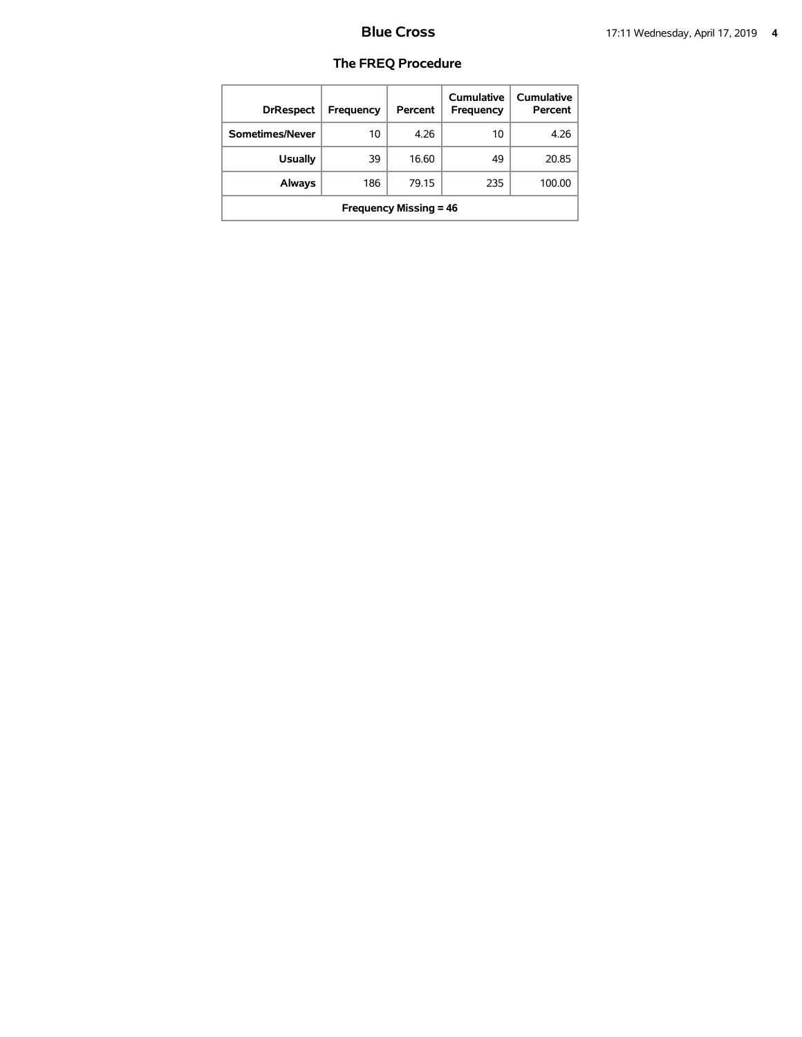## The FREQ Procedure

| DrRespect | Frequency | Percent | Cumulative Frequency | Cumulative Percent |
|---|---|---|---|---|
| Sometimes/Never | 10 | 4.26 | 10 | 4.26 |
| Usually | 39 | 16.60 | 49 | 20.85 |
| Always | 186 | 79.15 | 235 | 100.00 |
| Frequency Missing = 46 | | | | |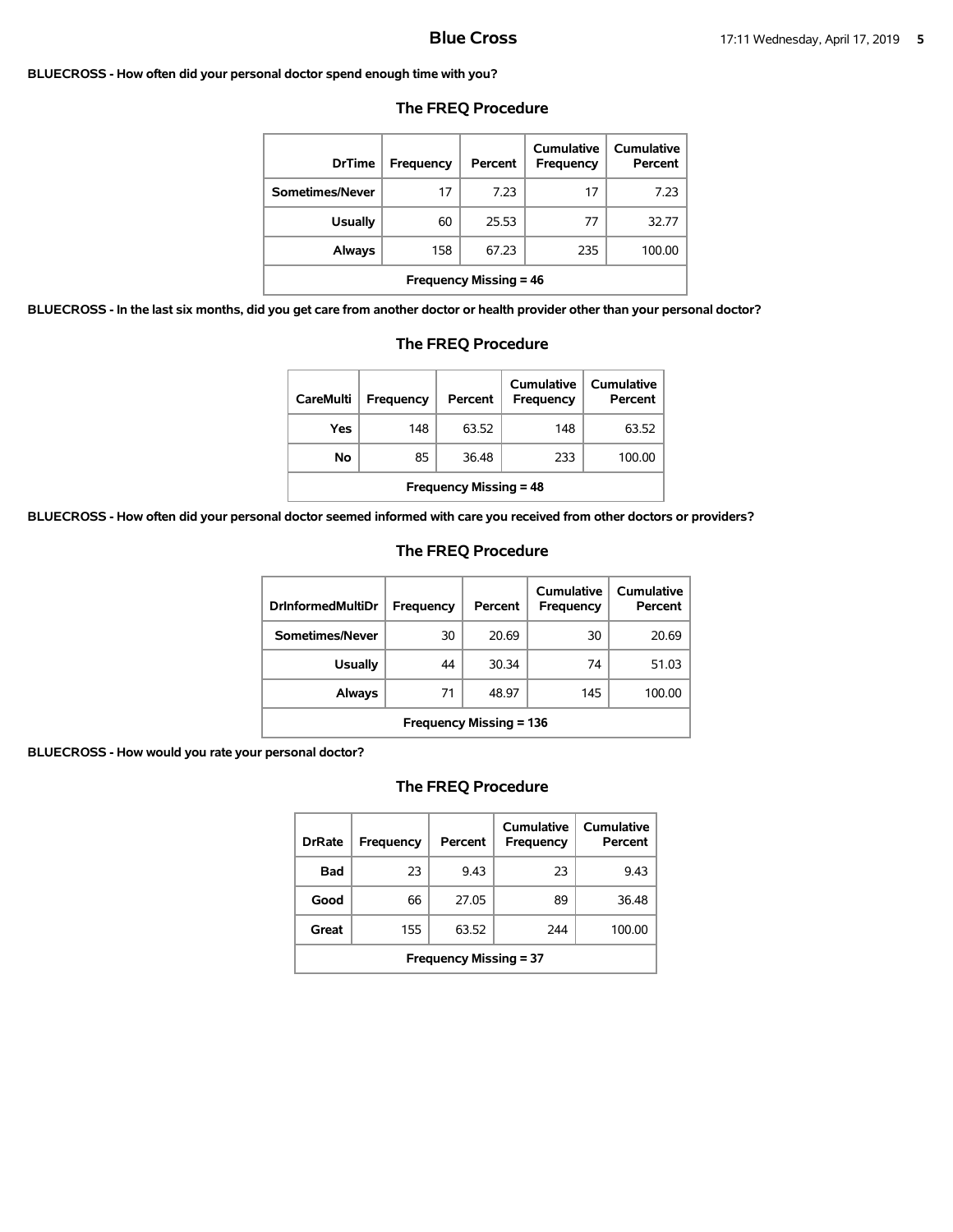**BLUECROSS - How often did your personal doctor spend enough time with you?**

### The FREQ Procedure

| DrTime | Frequency | Percent | Cumulative Frequency | Cumulative Percent |
|---|---|---|---|---|
| Sometimes/Never | 17 | 7.23 | 17 | 7.23 |
| Usually | 60 | 25.53 | 77 | 32.77 |
| Always | 158 | 67.23 | 235 | 100.00 |
| Frequency Missing = 46 | | | | |

**BLUECROSS - In the last six months, did you get care from another doctor or health provider other than your personal doctor?**

### The FREQ Procedure

| CareMulti | Frequency | Percent | Cumulative Frequency | Cumulative Percent |
|---|---|---|---|---|
| Yes | 148 | 63.52 | 148 | 63.52 |
| No | 85 | 36.48 | 233 | 100.00 |
| Frequency Missing = 48 | | | | |

**BLUECROSS - How often did your personal doctor seemed informed with care you received from other doctors or providers?**

### The FREQ Procedure

| DrInformedMultiDr | Frequency | Percent | Cumulative Frequency | Cumulative Percent |
|---|---|---|---|---|
| Sometimes/Never | 30 | 20.69 | 30 | 20.69 |
| Usually | 44 | 30.34 | 74 | 51.03 |
| Always | 71 | 48.97 | 145 | 100.00 |
| Frequency Missing = 136 | | | | |

**BLUECROSS - How would you rate your personal doctor?**

### The FREQ Procedure

| DrRate | Frequency | Percent | Cumulative Frequency | Cumulative Percent |
|---|---|---|---|---|
| Bad | 23 | 9.43 | 23 | 9.43 |
| Good | 66 | 27.05 | 89 | 36.48 |
| Great | 155 | 63.52 | 244 | 100.00 |
| Frequency Missing = 37 | | | | |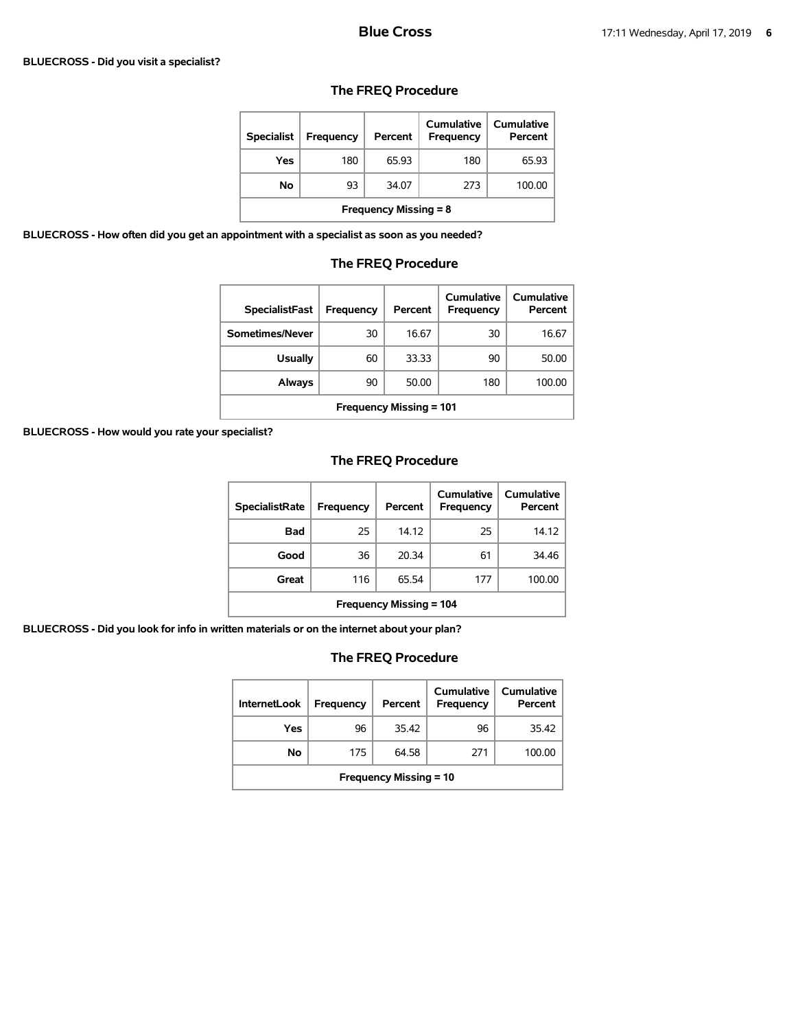**BLUECROSS - Did you visit a specialist?**

## The FREQ Procedure

| Specialist | Frequency | Percent | Cumulative Frequency | Cumulative Percent |
|---|---|---|---|---|
| Yes | 180 | 65.93 | 180 | 65.93 |
| No | 93 | 34.07 | 273 | 100.00 |
| Frequency Missing = 8 | | | | |

**BLUECROSS - How often did you get an appointment with a specialist as soon as you needed?**

## The FREQ Procedure

| SpecialistFast | Frequency | Percent | Cumulative Frequency | Cumulative Percent |
|---|---|---|---|---|
| Sometimes/Never | 30 | 16.67 | 30 | 16.67 |
| Usually | 60 | 33.33 | 90 | 50.00 |
| Always | 90 | 50.00 | 180 | 100.00 |
| Frequency Missing = 101 | | | | |

**BLUECROSS - How would you rate your specialist?**

## The FREQ Procedure

| SpecialistRate | Frequency | Percent | Cumulative Frequency | Cumulative Percent |
|---|---|---|---|---|
| Bad | 25 | 14.12 | 25 | 14.12 |
| Good | 36 | 20.34 | 61 | 34.46 |
| Great | 116 | 65.54 | 177 | 100.00 |
| Frequency Missing = 104 | | | | |

**BLUECROSS - Did you look for info in written materials or on the internet about your plan?**

## The FREQ Procedure

| InternetLook | Frequency | Percent | Cumulative Frequency | Cumulative Percent |
|---|---|---|---|---|
| Yes | 96 | 35.42 | 96 | 35.42 |
| No | 175 | 64.58 | 271 | 100.00 |
| Frequency Missing = 10 | | | | |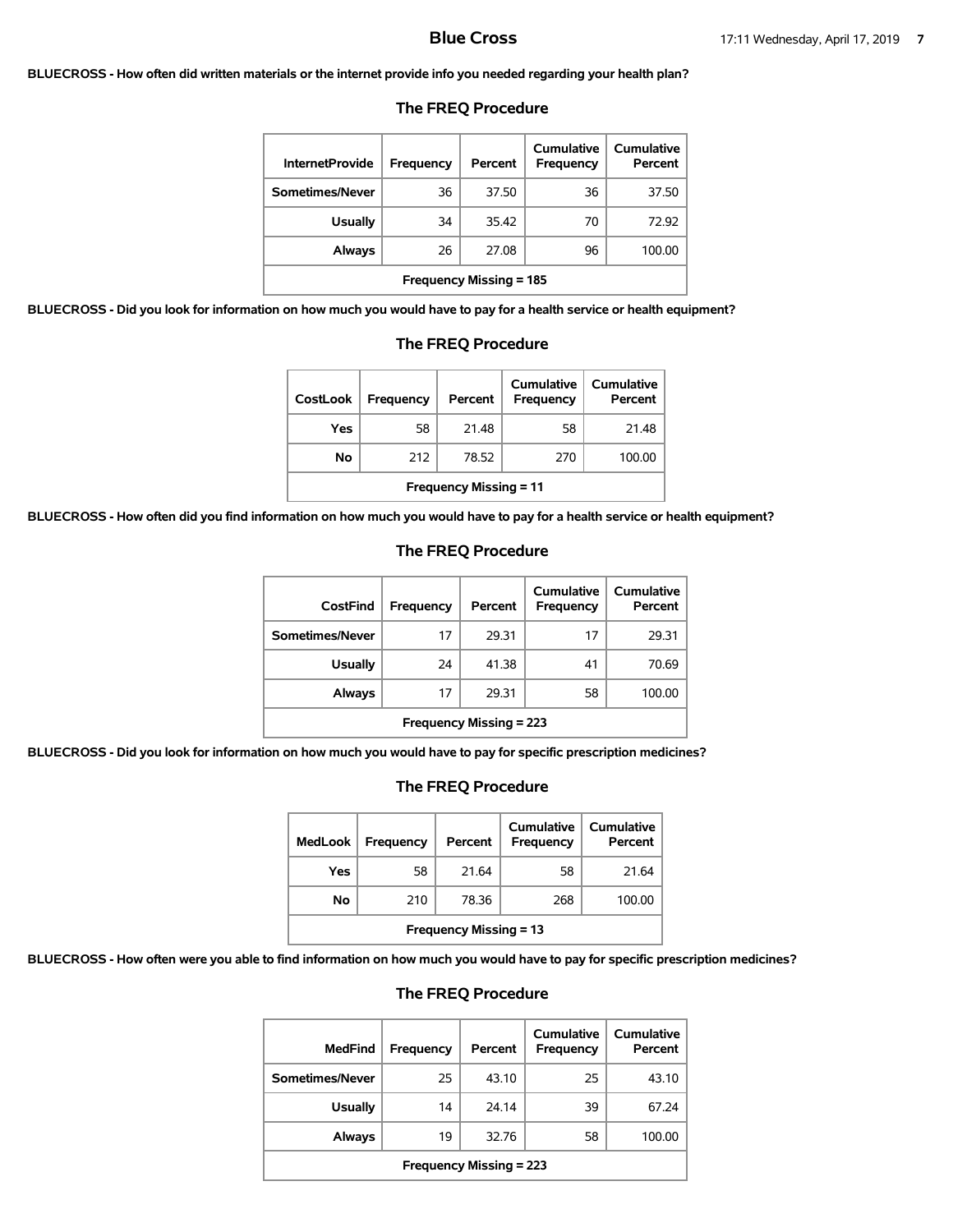**BLUECROSS - How often did written materials or the internet provide info you needed regarding your health plan?**

### The FREQ Procedure

| InternetProvide | Frequency | Percent | Cumulative Frequency | Cumulative Percent |
|---|---|---|---|---|
| Sometimes/Never | 36 | 37.50 | 36 | 37.50 |
| Usually | 34 | 35.42 | 70 | 72.92 |
| Always | 26 | 27.08 | 96 | 100.00 |
| Frequency Missing = 185 | | | | |

**BLUECROSS - Did you look for information on how much you would have to pay for a health service or health equipment?**

### The FREQ Procedure

| CostLook | Frequency | Percent | Cumulative Frequency | Cumulative Percent |
|---|---|---|---|---|
| Yes | 58 | 21.48 | 58 | 21.48 |
| No | 212 | 78.52 | 270 | 100.00 |
| Frequency Missing = 11 | | | | |

**BLUECROSS - How often did you find information on how much you would have to pay for a health service or health equipment?**

### The FREQ Procedure

| CostFind | Frequency | Percent | Cumulative Frequency | Cumulative Percent |
|---|---|---|---|---|
| Sometimes/Never | 17 | 29.31 | 17 | 29.31 |
| Usually | 24 | 41.38 | 41 | 70.69 |
| Always | 17 | 29.31 | 58 | 100.00 |
| Frequency Missing = 223 | | | | |

**BLUECROSS - Did you look for information on how much you would have to pay for specific prescription medicines?**

### The FREQ Procedure

| MedLook | Frequency | Percent | Cumulative Frequency | Cumulative Percent |
|---|---|---|---|---|
| Yes | 58 | 21.64 | 58 | 21.64 |
| No | 210 | 78.36 | 268 | 100.00 |
| Frequency Missing = 13 | | | | |

**BLUECROSS - How often were you able to find information on how much you would have to pay for specific prescription medicines?**

### The FREQ Procedure

| MedFind | Frequency | Percent | Cumulative Frequency | Cumulative Percent |
|---|---|---|---|---|
| Sometimes/Never | 25 | 43.10 | 25 | 43.10 |
| Usually | 14 | 24.14 | 39 | 67.24 |
| Always | 19 | 32.76 | 58 | 100.00 |
| Frequency Missing = 223 | | | | |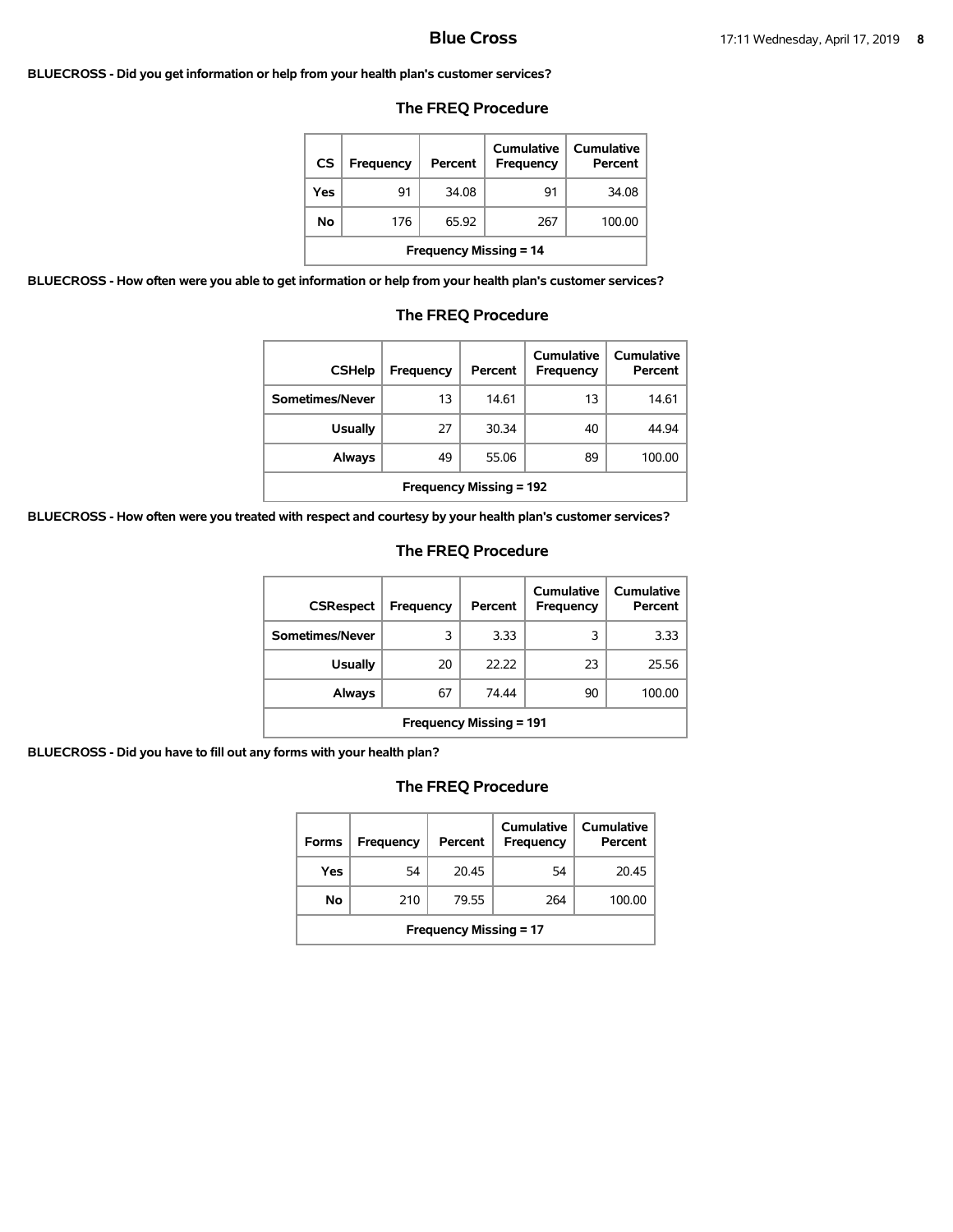**BLUECROSS - Did you get information or help from your health plan's customer services?**

### The FREQ Procedure

| CS | Frequency | Percent | Cumulative Frequency | Cumulative Percent |
|---|---|---|---|---|
| Yes | 91 | 34.08 | 91 | 34.08 |
| No | 176 | 65.92 | 267 | 100.00 |
| Frequency Missing = 14 | | | | |

**BLUECROSS - How often were you able to get information or help from your health plan's customer services?**

### The FREQ Procedure

| CSHelp | Frequency | Percent | Cumulative Frequency | Cumulative Percent |
|---|---|---|---|---|
| Sometimes/Never | 13 | 14.61 | 13 | 14.61 |
| Usually | 27 | 30.34 | 40 | 44.94 |
| Always | 49 | 55.06 | 89 | 100.00 |
| Frequency Missing = 192 | | | | |

**BLUECROSS - How often were you treated with respect and courtesy by your health plan's customer services?**

### The FREQ Procedure

| CSRespect | Frequency | Percent | Cumulative Frequency | Cumulative Percent |
|---|---|---|---|---|
| Sometimes/Never | 3 | 3.33 | 3 | 3.33 |
| Usually | 20 | 22.22 | 23 | 25.56 |
| Always | 67 | 74.44 | 90 | 100.00 |
| Frequency Missing = 191 | | | | |

**BLUECROSS - Did you have to fill out any forms with your health plan?**

### The FREQ Procedure

| Forms | Frequency | Percent | Cumulative Frequency | Cumulative Percent |
|---|---|---|---|---|
| Yes | 54 | 20.45 | 54 | 20.45 |
| No | 210 | 79.55 | 264 | 100.00 |
| Frequency Missing = 17 | | | | |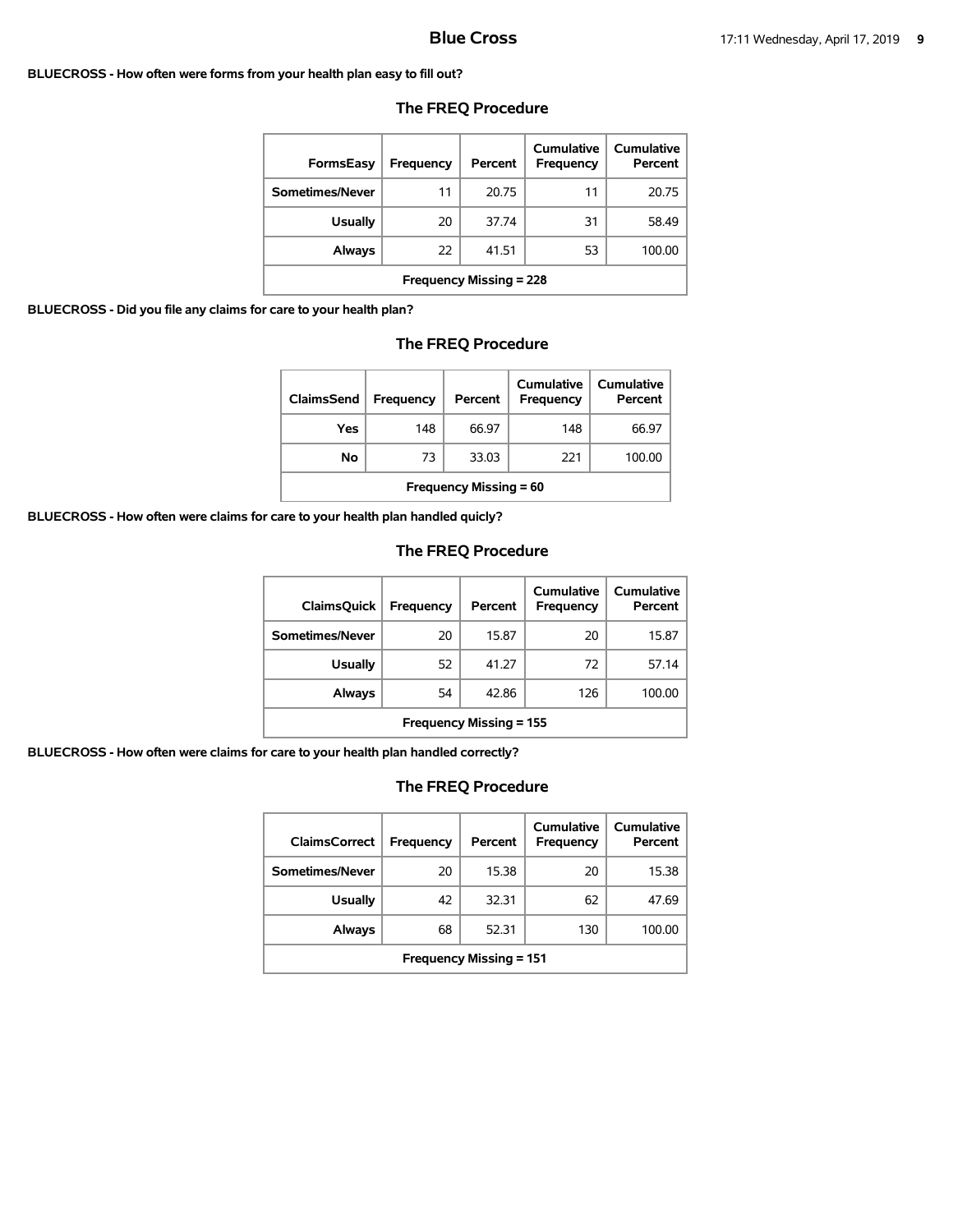# Blue Cross

**BLUECROSS - How often were forms from your health plan easy to fill out?**

## The FREQ Procedure

| FormsEasy | Frequency | Percent | Cumulative Frequency | Cumulative Percent |
|---|---|---|---|---|
| Sometimes/Never | 11 | 20.75 | 11 | 20.75 |
| Usually | 20 | 37.74 | 31 | 58.49 |
| Always | 22 | 41.51 | 53 | 100.00 |
| Frequency Missing = 228 | | | | |

**BLUECROSS - Did you file any claims for care to your health plan?**

## The FREQ Procedure

| ClaimsSend | Frequency | Percent | Cumulative Frequency | Cumulative Percent |
|---|---|---|---|---|
| Yes | 148 | 66.97 | 148 | 66.97 |
| No | 73 | 33.03 | 221 | 100.00 |
| Frequency Missing = 60 | | | | |

**BLUECROSS - How often were claims for care to your health plan handled quicly?**

## The FREQ Procedure

| ClaimsQuick | Frequency | Percent | Cumulative Frequency | Cumulative Percent |
|---|---|---|---|---|
| Sometimes/Never | 20 | 15.87 | 20 | 15.87 |
| Usually | 52 | 41.27 | 72 | 57.14 |
| Always | 54 | 42.86 | 126 | 100.00 |
| Frequency Missing = 155 | | | | |

**BLUECROSS - How often were claims for care to your health plan handled correctly?**

## The FREQ Procedure

| ClaimsCorrect | Frequency | Percent | Cumulative Frequency | Cumulative Percent |
|---|---|---|---|---|
| Sometimes/Never | 20 | 15.38 | 20 | 15.38 |
| Usually | 42 | 32.31 | 62 | 47.69 |
| Always | 68 | 52.31 | 130 | 100.00 |
| Frequency Missing = 151 | | | | |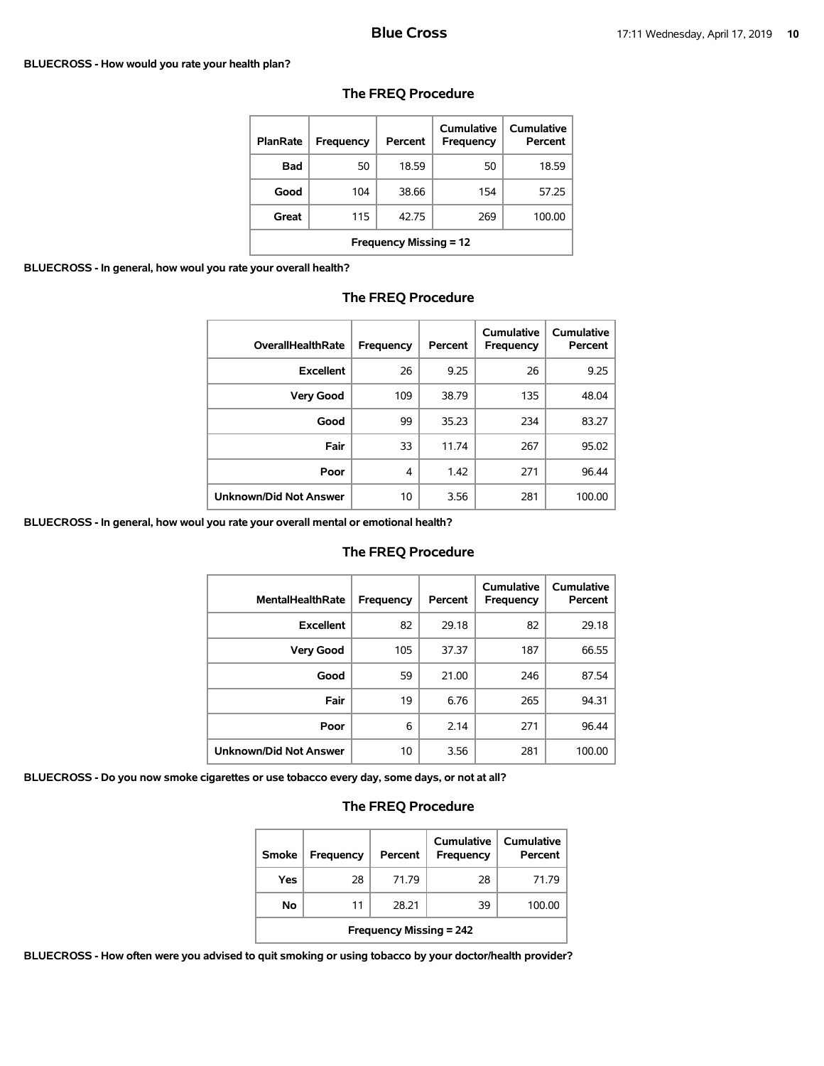**BLUECROSS - How would you rate your health plan?**

### The FREQ Procedure

| PlanRate | Frequency | Percent | Cumulative Frequency | Cumulative Percent |
|---|---|---|---|---|
| Bad | 50 | 18.59 | 50 | 18.59 |
| Good | 104 | 38.66 | 154 | 57.25 |
| Great | 115 | 42.75 | 269 | 100.00 |
| Frequency Missing = 12 | | | | |

**BLUECROSS - In general, howul you rate your overall health?**

### The FREQ Procedure

| OverallHealthRate | Frequency | Percent | Cumulative Frequency | Cumulative Percent |
|---|---|---|---|---|
| Excellent | 26 | 9.25 | 26 | 9.25 |
| Very Good | 109 | 38.79 | 135 | 48.04 |
| Good | 99 | 35.23 | 234 | 83.27 |
| Fair | 33 | 11.74 | 267 | 95.02 |
| Poor | 4 | 1.42 | 271 | 96.44 |
| Unknown/Did Not Answer | 10 | 3.56 | 281 | 100.00 |

**BLUECROSS - In general, howul you rate your overall mental or emotional health?**

### The FREQ Procedure

| MentalHealthRate | Frequency | Percent | Cumulative Frequency | Cumulative Percent |
|---|---|---|---|---|
| Excellent | 82 | 29.18 | 82 | 29.18 |
| Very Good | 105 | 37.37 | 187 | 66.55 |
| Good | 59 | 21.00 | 246 | 87.54 |
| Fair | 19 | 6.76 | 265 | 94.31 |
| Poor | 6 | 2.14 | 271 | 96.44 |
| Unknown/Did Not Answer | 10 | 3.56 | 281 | 100.00 |

**BLUECROSS - Do you now smoke cigarettes or use tobacco every day, some days, or not at all?**

### The FREQ Procedure

| Smoke | Frequency | Percent | Cumulative Frequency | Cumulative Percent |
|---|---|---|---|---|
| Yes | 28 | 71.79 | 28 | 71.79 |
| No | 11 | 28.21 | 39 | 100.00 |
| Frequency Missing = 242 | | | | |

**BLUECROSS - How often were you advised to quit smoking or using tobacco by your doctor/health provider?**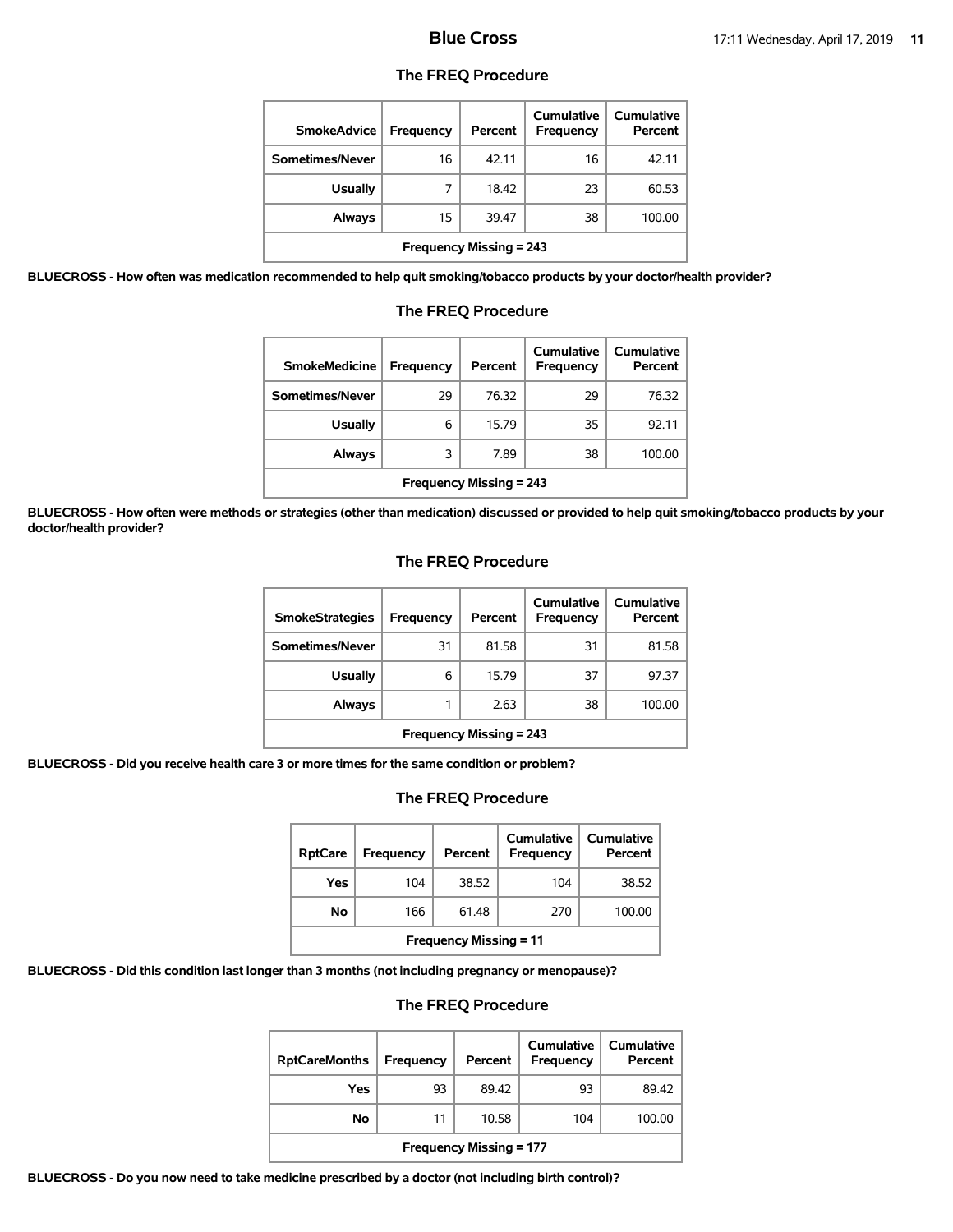## The FREQ Procedure

| SmokeAdvice | Frequency | Percent | Cumulative Frequency | Cumulative Percent |
|---|---|---|---|---|
| Sometimes/Never | 16 | 42.11 | 16 | 42.11 |
| Usually | 7 | 18.42 | 23 | 60.53 |
| Always | 15 | 39.47 | 38 | 100.00 |
| Frequency Missing = 243 | | | | |

**BLUECROSS - How often was medication recommended to help quit smoking/tobacco products by your doctor/health provider?**

## The FREQ Procedure

| SmokeMedicine | Frequency | Percent | Cumulative Frequency | Cumulative Percent |
|---|---|---|---|---|
| Sometimes/Never | 29 | 76.32 | 29 | 76.32 |
| Usually | 6 | 15.79 | 35 | 92.11 |
| Always | 3 | 7.89 | 38 | 100.00 |
| Frequency Missing = 243 | | | | |

**BLUECROSS - How often were methods or strategies (other than medication) discussed or provided to help quit smoking/tobacco products by your doctor/health provider?**

## The FREQ Procedure

| SmokeStrategies | Frequency | Percent | Cumulative Frequency | Cumulative Percent |
|---|---|---|---|---|
| Sometimes/Never | 31 | 81.58 | 31 | 81.58 |
| Usually | 6 | 15.79 | 37 | 97.37 |
| Always | 1 | 2.63 | 38 | 100.00 |
| Frequency Missing = 243 | | | | |

**BLUECROSS - Did you receive health care 3 or more times for the same condition or problem?**

## The FREQ Procedure

| RptCare | Frequency | Percent | Cumulative Frequency | Cumulative Percent |
|---|---|---|---|---|
| Yes | 104 | 38.52 | 104 | 38.52 |
| No | 166 | 61.48 | 270 | 100.00 |
| Frequency Missing = 11 | | | | |

**BLUECROSS - Did this condition last longer than 3 months (not including pregnancy or menopause)?**

## The FREQ Procedure

| RptCareMonths | Frequency | Percent | Cumulative Frequency | Cumulative Percent |
|---|---|---|---|---|
| Yes | 93 | 89.42 | 93 | 89.42 |
| No | 11 | 10.58 | 104 | 100.00 |
| Frequency Missing = 177 | | | | |

**BLUECROSS - Do you now need to take medicine prescribed by a doctor (not including birth control)?**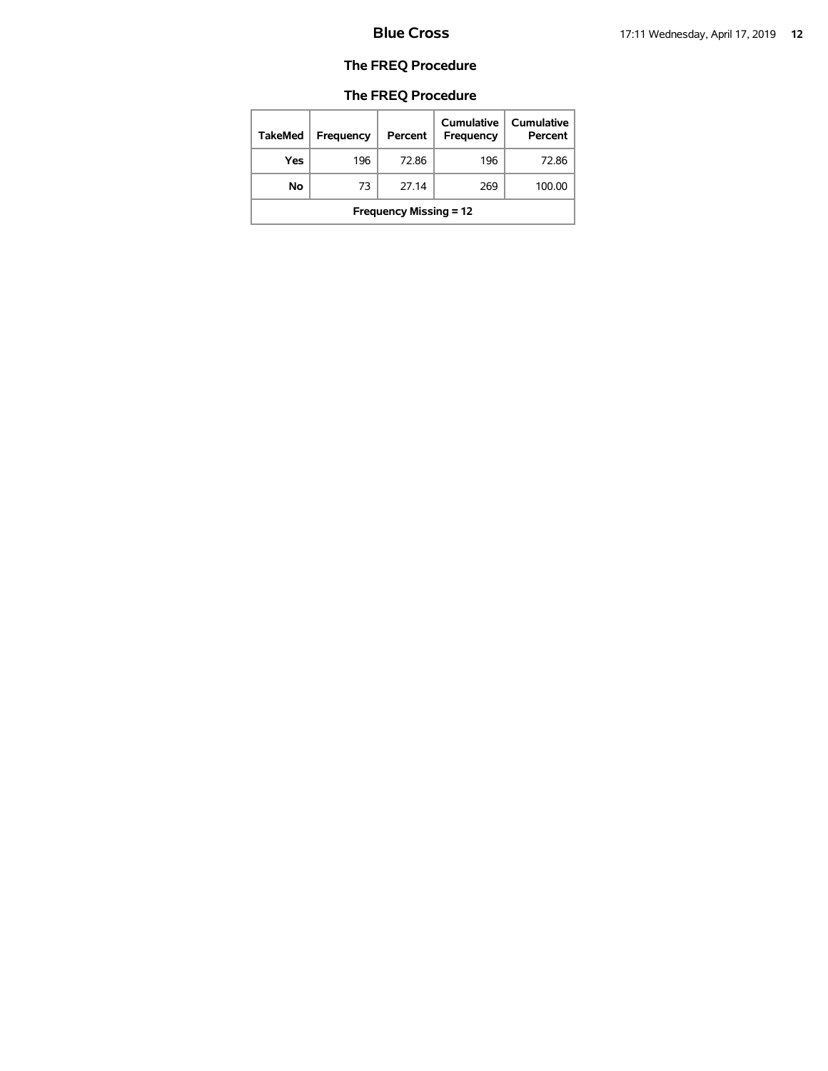# Blue Cross

## The FREQ Procedure

## The FREQ Procedure

| TakeMed | Frequency | Percent | Cumulative Frequency | Cumulative Percent |
|---|---|---|---|---|
| Yes | 196 | 72.86 | 196 | 72.86 |
| No | 73 | 27.14 | 269 | 100.00 |
| Frequency Missing = 12 | | | | |